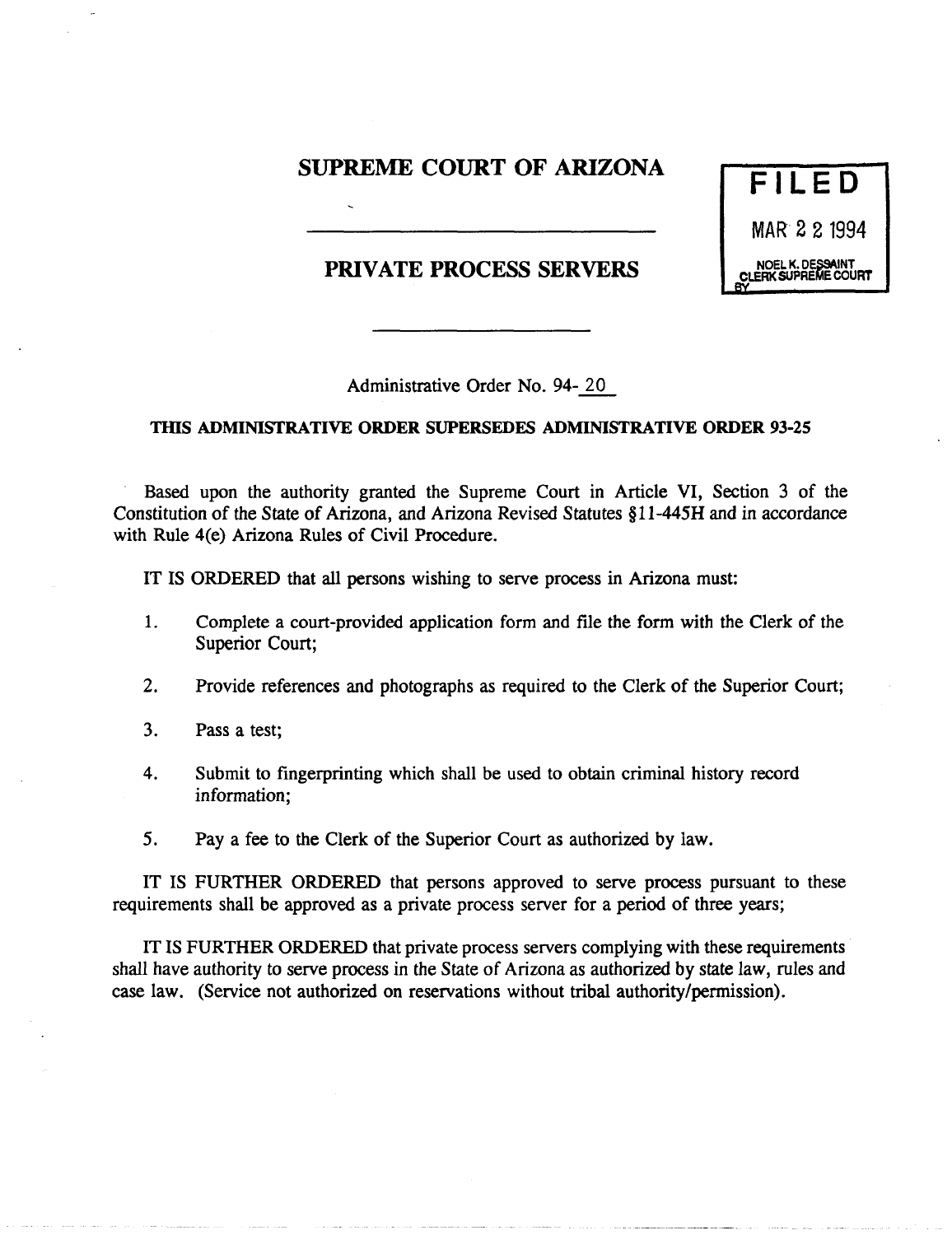# SUPREME COURT OF ARIZONA

FILED
MAR 2 2 1994
NOEL K. DESSAINT
CLERK SUPREME COURT
BY

## PRIVATE PROCESS SERVERS

Administrative Order No. 94-20

**THIS ADMINISTRATIVE ORDER SUPERSEDES ADMINISTRATIVE ORDER 93-25**

Based upon the authority granted the Supreme Court in Article VI, Section 3 of the Constitution of the State of Arizona, and Arizona Revised Statutes §11-445H and in accordance with Rule 4(e) Arizona Rules of Civil Procedure.

IT IS ORDERED that all persons wishing to serve process in Arizona must:

1. Complete a court-provided application form and file the form with the Clerk of the Superior Court;
2. Provide references and photographs as required to the Clerk of the Superior Court;
3. Pass a test;
4. Submit to fingerprinting which shall be used to obtain criminal history record information;
5. Pay a fee to the Clerk of the Superior Court as authorized by law.

IT IS FURTHER ORDERED that persons approved to serve process pursuant to these requirements shall be approved as a private process server for a period of three years;

IT IS FURTHER ORDERED that private process servers complying with these requirements shall have authority to serve process in the State of Arizona as authorized by state law, rules and case law. (Service not authorized on reservations without tribal authority/permission).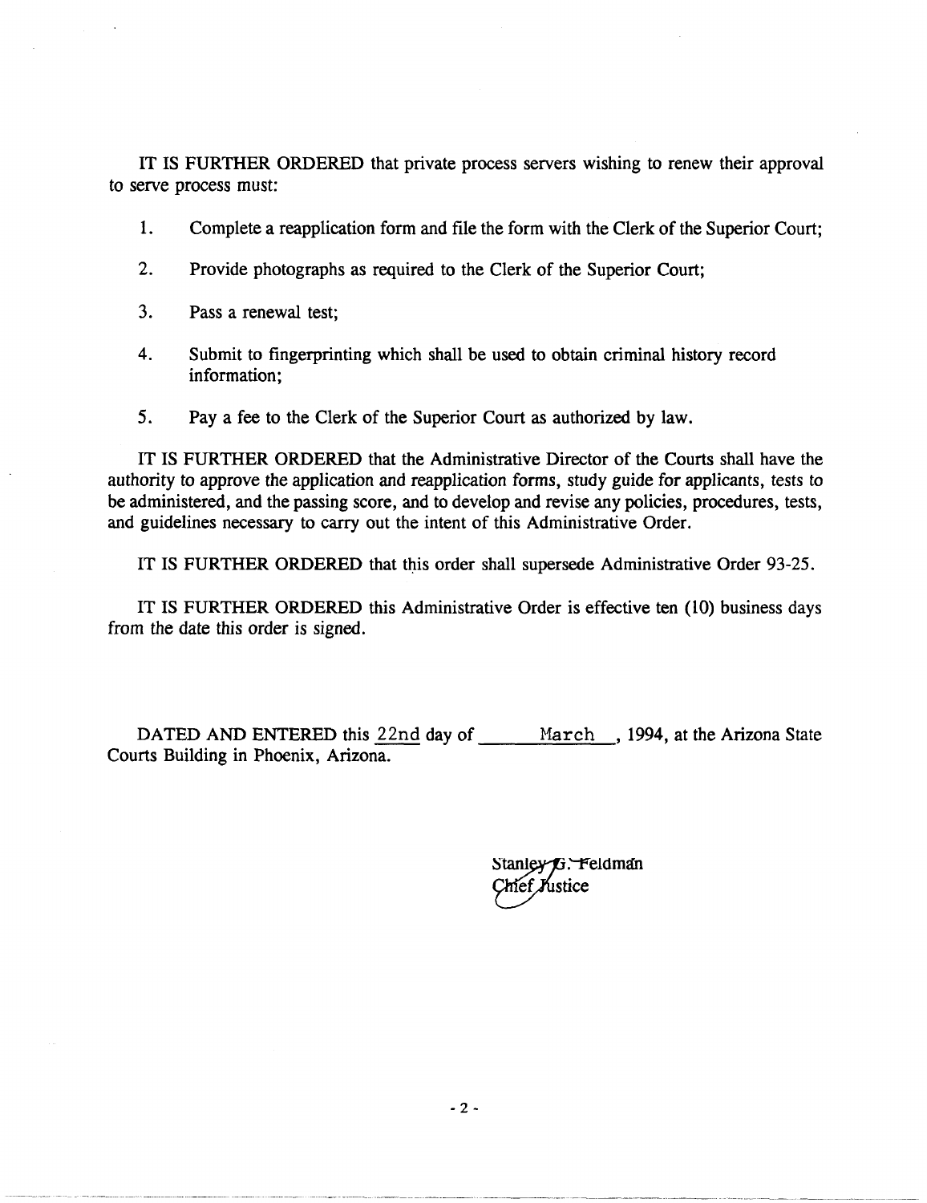IT IS FURTHER ORDERED that private process servers wishing to renew their approval to serve process must:

1. Complete a reapplication form and file the form with the Clerk of the Superior Court;

2. Provide photographs as required to the Clerk of the Superior Court;

3. Pass a renewal test;

4. Submit to fingerprinting which shall be used to obtain criminal history record information;

5. Pay a fee to the Clerk of the Superior Court as authorized by law.

IT IS FURTHER ORDERED that the Administrative Director of the Courts shall have the authority to approve the application and reapplication forms, study guide for applicants, tests to be administered, and the passing score, and to develop and revise any policies, procedures, tests, and guidelines necessary to carry out the intent of this Administrative Order.

IT IS FURTHER ORDERED that this order shall supersede Administrative Order 93-25.

IT IS FURTHER ORDERED this Administrative Order is effective ten (10) business days from the date this order is signed.

DATED AND ENTERED this 22nd day of March, 1994, at the Arizona State Courts Building in Phoenix, Arizona.

Stanley G. Feldman
Chief Justice